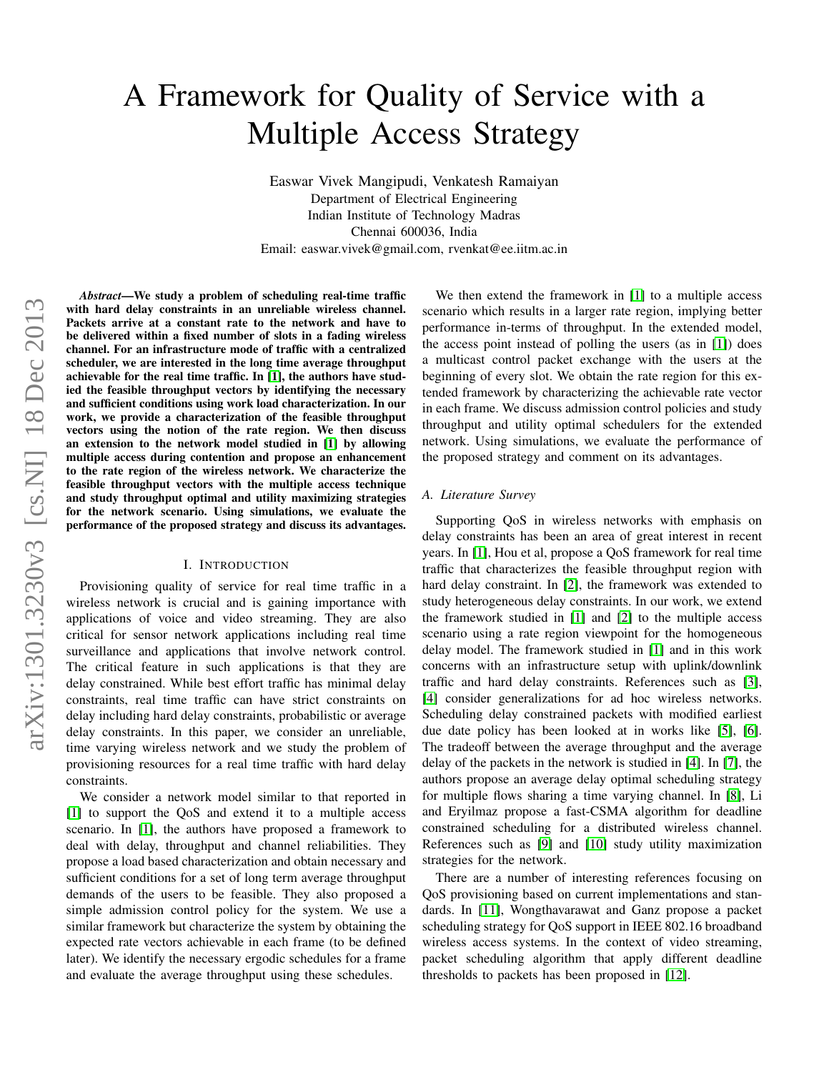# A Framework for Quality of Service with a Multiple Access Strategy

Easwar Vivek Mangipudi, Venkatesh Ramaiyan
Department of Electrical Engineering
Indian Institute of Technology Madras
Chennai 600036, India
Email: easwar.vivek@gmail.com, rvenkat@ee.iitm.ac.in

***Abstract*—We study a problem of scheduling real-time traffic with hard delay constraints in an unreliable wireless channel. Packets arrive at a constant rate to the network and have to be delivered within a fixed number of slots in a fading wireless channel. For an infrastructure mode of traffic with a centralized scheduler, we are interested in the long time average throughput achievable for the real time traffic. In [1], the authors have studied the feasible throughput vectors by identifying the necessary and sufficient conditions using work load characterization. In our work, we provide a characterization of the feasible throughput vectors using the notion of the rate region. We then discuss an extension to the network model studied in [1] by allowing multiple access during contention and propose an enhancement to the rate region of the wireless network. We characterize the feasible throughput vectors with the multiple access technique and study throughput optimal and utility maximizing strategies for the network scenario. Using simulations, we evaluate the performance of the proposed strategy and discuss its advantages.**

## I. Introduction

Provisioning quality of service for real time traffic in a wireless network is crucial and is gaining importance with applications of voice and video streaming. They are also critical for sensor network applications including real time surveillance and applications that involve network control. The critical feature in such applications is that they are delay constrained. While best effort traffic has minimal delay constraints, real time traffic can have strict constraints on delay including hard delay constraints, probabilistic or average delay constraints. In this paper, we consider an unreliable, time varying wireless network and we study the problem of provisioning resources for a real time traffic with hard delay constraints.

We consider a network model similar to that reported in [1] to support the QoS and extend it to a multiple access scenario. In [1], the authors have proposed a framework to deal with delay, throughput and channel reliabilities. They propose a load based characterization and obtain necessary and sufficient conditions for a set of long term average throughput demands of the users to be feasible. They also proposed a simple admission control policy for the system. We use a similar framework but characterize the system by obtaining the expected rate vectors achievable in each frame (to be defined later). We identify the necessary ergodic schedules for a frame and evaluate the average throughput using these schedules.

We then extend the framework in [1] to a multiple access scenario which results in a larger rate region, implying better performance in-terms of throughput. In the extended model, the access point instead of polling the users (as in [1]) does a multicast control packet exchange with the users at the beginning of every slot. We obtain the rate region for this extended framework by characterizing the achievable rate vector in each frame. We discuss admission control policies and study throughput and utility optimal schedulers for the extended network. Using simulations, we evaluate the performance of the proposed strategy and comment on its advantages.

### A. Literature Survey

Supporting QoS in wireless networks with emphasis on delay constraints has been an area of great interest in recent years. In [1], Hou et al, propose a QoS framework for real time traffic that characterizes the feasible throughput region with hard delay constraint. In [2], the framework was extended to study heterogeneous delay constraints. In our work, we extend the framework studied in [1] and [2] to the multiple access scenario using a rate region viewpoint for the homogeneous delay model. The framework studied in [1] and in this work concerns with an infrastructure setup with uplink/downlink traffic and hard delay constraints. References such as [3], [4] consider generalizations for ad hoc wireless networks. Scheduling delay constrained packets with modified earliest due date policy has been looked at in works like [5], [6]. The tradeoff between the average throughput and the average delay of the packets in the network is studied in [4]. In [7], the authors propose an average delay optimal scheduling strategy for multiple flows sharing a time varying channel. In [8], Li and Eryilmaz propose a fast-CSMA algorithm for deadline constrained scheduling for a distributed wireless channel. References such as [9] and [10] study utility maximization strategies for the network.

There are a number of interesting references focusing on QoS provisioning based on current implementations and standards. In [11], Wongthavarawat and Ganz propose a packet scheduling strategy for QoS support in IEEE 802.16 broadband wireless access systems. In the context of video streaming, packet scheduling algorithm that apply different deadline thresholds to packets has been proposed in [12].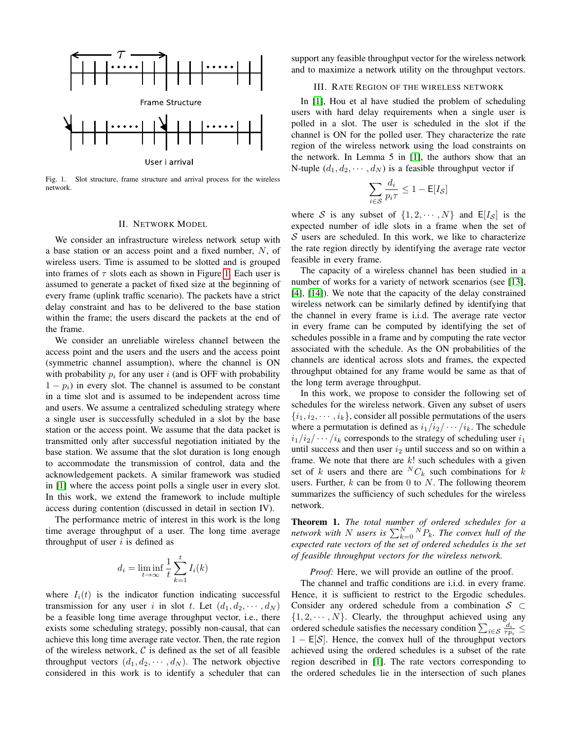Frame Structure

User i arrival

Fig. 1. Slot structure, frame structure and arrival process for the wireless network.

## II. Network Model

We consider an infrastructure wireless network setup with a base station or an access point and a fixed number, $N$, of wireless users. Time is assumed to be slotted and is grouped into frames of $\tau$ slots each as shown in Figure 1. Each user is assumed to generate a packet of fixed size at the beginning of every frame (uplink traffic scenario). The packets have a strict delay constraint and has to be delivered to the base station within the frame; the users discard the packets at the end of the frame.

We consider an unreliable wireless channel between the access point and the users and the users and the access point (symmetric channel assumption), where the channel is ON with probability $p_i$ for any user $i$ (and is OFF with probability $1 - p_i$) in every slot. The channel is assumed to be constant in a time slot and is assumed to be independent across time and users. We assume a centralized scheduling strategy where a single user is successfully scheduled in a slot by the base station or the access point. We assume that the data packet is transmitted only after successful negotiation initiated by the base station. We assume that the slot duration is long enough to accommodate the transmission of control, data and the acknowledgement packets. A similar framework was studied in [1] where the access point polls a single user in every slot. In this work, we extend the framework to include multiple access during contention (discussed in detail in section IV).

The performance metric of interest in this work is the long time average throughput of a user. The long time average throughput of user $i$ is defined as

$$d_i = \liminf_{t \to \infty} \frac{1}{t} \sum_{k=1}^{t} I_i(k)$$

where $I_i(t)$ is the indicator function indicating successful transmission for any user $i$ in slot $t$. Let $(d_1, d_2, \cdots, d_N)$ be a feasible long time average throughput vector, i.e., there exists some scheduling strategy, possibly non-causal, that can achieve this long time average rate vector. Then, the rate region of the wireless network, $\mathcal{C}$ is defined as the set of all feasible throughput vectors $(d_1, d_2, \cdots, d_N)$. The network objective considered in this work is to identify a scheduler that can support any feasible throughput vector for the wireless network and to maximize a network utility on the throughput vectors.

## III. Rate Region of the Wireless Network

In [1], Hou et al have studied the problem of scheduling users with hard delay requirements when a single user is polled in a slot. The user is scheduled in the slot if the channel is ON for the polled user. They characterize the rate region of the wireless network using the load constraints on the network. In Lemma 5 in [1], the authors show that an N-tuple $(d_1, d_2, \cdots, d_N)$ is a feasible throughput vector if

$$\sum_{i \in \mathcal{S}} \frac{d_i}{p_i \tau} \leq 1 - \mathsf{E}[I_{\mathcal{S}}]$$

where $\mathcal{S}$ is any subset of $\{1, 2, \cdots, N\}$ and $\mathsf{E}[I_{\mathcal{S}}]$ is the expected number of idle slots in a frame when the set of $\mathcal{S}$ users are scheduled. In this work, we like to characterize the rate region directly by identifying the average rate vector feasible in every frame.

The capacity of a wireless channel has been studied in a number of works for a variety of network scenarios (see [13], [4], [14]). We note that the capacity of the delay constrained wireless network can be similarly defined by identifying that the channel in every frame is i.i.d. The average rate vector in every frame can be computed by identifying the set of schedules possible in a frame and by computing the rate vector associated with the schedule. As the ON probabilities of the channels are identical across slots and frames, the expected throughput obtained for any frame would be same as that of the long term average throughput.

In this work, we propose to consider the following set of schedules for the wireless network. Given any subset of users $\{i_1, i_2, \cdots, i_k\}$, consider all possible permutations of the users where a permutation is defined as $i_1/i_2/\cdots/i_k$. The schedule $i_1/i_2/\cdots/i_k$ corresponds to the strategy of scheduling user $i_1$ until success and then user $i_2$ until success and so on within a frame. We note that there are $k!$ such schedules with a given set of $k$ users and there are ${}^N C_k$ such combinations for $k$ users. Further, $k$ can be from 0 to $N$. The following theorem summarizes the sufficiency of such schedules for the wireless network.

**Theorem 1.** *The total number of ordered schedules for a network with $N$ users is $\sum_{k=0}^{N} {}^N P_k$. The convex hull of the expected rate vectors of the set of ordered schedules is the set of feasible throughput vectors for the wireless network.*

*Proof:* Here, we will provide an outline of the proof. The channel and traffic conditions are i.i.d. in every frame. Hence, it is sufficient to restrict to the Ergodic schedules. Consider any ordered schedule from a combination $\mathcal{S} \subset \{1, 2, \cdots, N\}$. Clearly, the throughput achieved using any ordered schedule satisfies the necessary condition $\sum_{i \in \mathcal{S}} \frac{d_i}{\tau p_i} \leq 1 - \mathsf{E}[\mathcal{S}]$. Hence, the convex hull of the throughput vectors achieved using the ordered schedules is a subset of the rate region described in [1]. The rate vectors corresponding to the ordered schedules lie in the intersection of such planes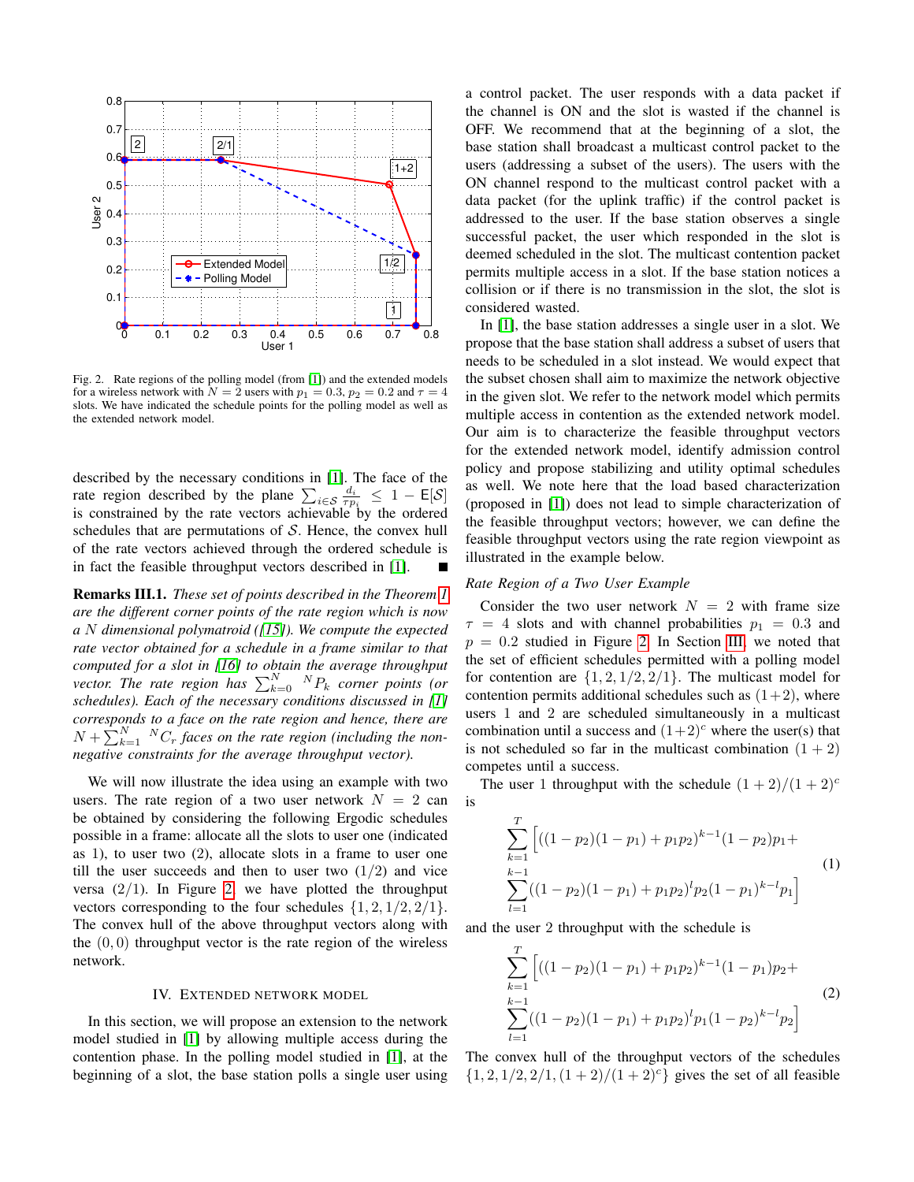Fig. 2. Rate regions of the polling model (from [1]) and the extended models for a wireless network with $N = 2$ users with $p_1 = 0.3$, $p_2 = 0.2$ and $\tau = 4$ slots. We have indicated the schedule points for the polling model as well as the extended network model.

described by the necessary conditions in [1]. The face of the rate region described by the plane $\sum_{i \in \mathcal{S}} \frac{d_i}{\tau p_i} \leq 1 - \mathsf{E}[\mathcal{S}]$ is constrained by the rate vectors achievable by the ordered schedules that are permutations of $\mathcal{S}$. Hence, the convex hull of the rate vectors achieved through the ordered schedule is in fact the feasible throughput vectors described in [1]. ∎

**Remarks III.1.** *These set of points described in the Theorem 1 are the different corner points of the rate region which is now a $N$ dimensional polymatroid ([15]). We compute the expected rate vector obtained for a schedule in a frame similar to that computed for a slot in [16] to obtain the average throughput vector. The rate region has $\sum_{k=0}^{N} {}^{N}P_k$ corner points (or schedules). Each of the necessary conditions discussed in [1] corresponds to a face on the rate region and hence, there are $N + \sum_{k=1}^{N} {}^{N}C_r$ faces on the rate region (including the non-negative constraints for the average throughput vector).*

We will now illustrate the idea using an example with two users. The rate region of a two user network $N = 2$ can be obtained by considering the following Ergodic schedules possible in a frame: allocate all the slots to user one (indicated as 1), to user two (2), allocate slots in a frame to user one till the user succeeds and then to user two (1/2) and vice versa (2/1). In Figure 2, we have plotted the throughput vectors corresponding to the four schedules $\{1, 2, 1/2, 2/1\}$. The convex hull of the above throughput vectors along with the $(0, 0)$ throughput vector is the rate region of the wireless network.

## IV. Extended Network Model

In this section, we will propose an extension to the network model studied in [1] by allowing multiple access during the contention phase. In the polling model studied in [1], at the beginning of a slot, the base station polls a single user using a control packet. The user responds with a data packet if the channel is ON and the slot is wasted if the channel is OFF. We recommend that at the beginning of a slot, the base station shall broadcast a multicast control packet to the users (addressing a subset of the users). The users with the ON channel respond to the multicast control packet with a data packet (for the uplink traffic) if the control packet is addressed to the user. If the base station observes a single successful packet, the user which responded in the slot is deemed scheduled in the slot. The multicast contention packet permits multiple access in a slot. If the base station notices a collision or if there is no transmission in the slot, the slot is considered wasted.

In [1], the base station addresses a single user in a slot. We propose that the base station shall address a subset of users that needs to be scheduled in a slot instead. We would expect that the subset chosen shall aim to maximize the network objective in the given slot. We refer to the network model which permits multiple access in contention as the extended network model. Our aim is to characterize the feasible throughput vectors for the extended network model, identify admission control policy and propose stabilizing and utility optimal schedules as well. We note here that the load based characterization (proposed in [1]) does not lead to simple characterization of the feasible throughput vectors; however, we can define the feasible throughput vectors using the rate region viewpoint as illustrated in the example below.

### *Rate Region of a Two User Example*

Consider the two user network $N = 2$ with frame size $\tau = 4$ slots and with channel probabilities $p_1 = 0.3$ and $p = 0.2$ studied in Figure 2. In Section III, we noted that the set of efficient schedules permitted with a polling model for contention are $\{1, 2, 1/2, 2/1\}$. The multicast model for contention permits additional schedules such as $(1+2)$, where users 1 and 2 are scheduled simultaneously in a multicast combination until a success and $(1+2)^c$ where the user(s) that is not scheduled so far in the multicast combination $(1 + 2)$ competes until a success.

The user 1 throughput with the schedule $(1 + 2)/(1 + 2)^c$ is

$$\sum_{k=1}^{T} \Big[ ((1-p_2)(1-p_1) + p_1 p_2)^{k-1} (1-p_2) p_1 + \sum_{l=1}^{k-1} ((1-p_2)(1-p_1) + p_1 p_2)^{l} p_2 (1-p_1)^{k-l} p_1 \Big] \tag{1}$$

and the user 2 throughput with the schedule is

$$\sum_{k=1}^{T} \Big[ ((1-p_2)(1-p_1) + p_1 p_2)^{k-1} (1-p_1) p_2 + \sum_{l=1}^{k-1} ((1-p_2)(1-p_1) + p_1 p_2)^{l} p_1 (1-p_2)^{k-l} p_2 \Big] \tag{2}$$

The convex hull of the throughput vectors of the schedules $\{1, 2, 1/2, 2/1, (1 + 2)/(1 + 2)^c\}$ gives the set of all feasible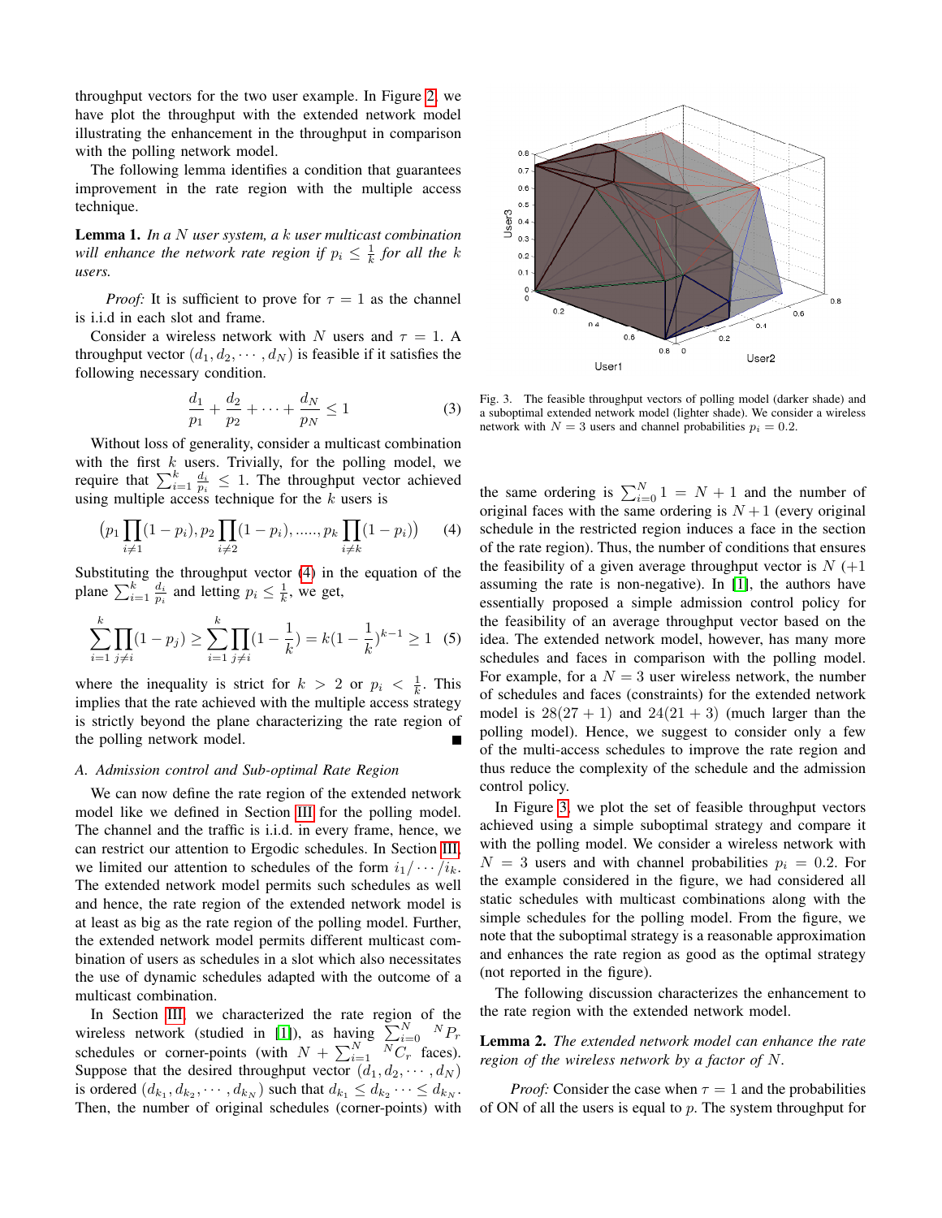throughput vectors for the two user example. In Figure 2, we have plot the throughput with the extended network model illustrating the enhancement in the throughput in comparison with the polling network model.

The following lemma identifies a condition that guarantees improvement in the rate region with the multiple access technique.

**Lemma 1.** *In a $N$ user system, a $k$ user multicast combination will enhance the network rate region if $p_i \leq \frac{1}{k}$ for all the $k$ users.*

*Proof:* It is sufficient to prove for $\tau = 1$ as the channel is i.i.d in each slot and frame.

Consider a wireless network with $N$ users and $\tau = 1$. A throughput vector $(d_1, d_2, \cdots, d_N)$ is feasible if it satisfies the following necessary condition.

$$\frac{d_1}{p_1} + \frac{d_2}{p_2} + \cdots + \frac{d_N}{p_N} \leq 1 \tag{3}$$

Without loss of generality, consider a multicast combination with the first $k$ users. Trivially, for the polling model, we require that $\sum_{i=1}^{k} \frac{d_i}{p_i} \leq 1$. The throughput vector achieved using multiple access technique for the $k$ users is

$$\left(p_1 \prod_{i \neq 1}(1-p_i), p_2 \prod_{i \neq 2}(1-p_i), \ldots\ldots, p_k \prod_{i \neq k}(1-p_i)\right) \tag{4}$$

Substituting the throughput vector (4) in the equation of the plane $\sum_{i=1}^{k} \frac{d_i}{p_i}$ and letting $p_i \leq \frac{1}{k}$, we get,

$$\sum_{i=1}^{k} \prod_{j \neq i}(1-p_j) \geq \sum_{i=1}^{k} \prod_{j \neq i}(1-\frac{1}{k}) = k(1-\frac{1}{k})^{k-1} \geq 1 \tag{5}$$

where the inequality is strict for $k > 2$ or $p_i < \frac{1}{k}$. This implies that the rate achieved with the multiple access strategy is strictly beyond the plane characterizing the rate region of the polling network model. ∎

### A. Admission control and Sub-optimal Rate Region

We can now define the rate region of the extended network model like we defined in Section III for the polling model. The channel and the traffic is i.i.d. in every frame, hence, we can restrict our attention to Ergodic schedules. In Section III, we limited our attention to schedules of the form $i_1/\cdots/i_k$. The extended network model permits such schedules as well and hence, the rate region of the extended network model is at least as big as the rate region of the polling model. Further, the extended network model permits different multicast combination of users as schedules in a slot which also necessitates the use of dynamic schedules adapted with the outcome of a multicast combination.

In Section III, we characterized the rate region of the wireless network (studied in [1]), as having $\sum_{i=0}^{N} {}^{N}P_r$ schedules or corner-points (with $N + \sum_{i=1}^{N} {}^{N}C_r$ faces). Suppose that the desired throughput vector $(d_1, d_2, \cdots, d_N)$ is ordered $(d_{k_1}, d_{k_2}, \cdots, d_{k_N})$ such that $d_{k_1} \leq d_{k_2} \cdots \leq d_{k_N}$. Then, the number of original schedules (corner-points) with the same ordering is $\sum_{i=0}^{N} 1 = N + 1$ and the number of original faces with the same ordering is $N+1$ (every original schedule in the restricted region induces a face in the section of the rate region). Thus, the number of conditions that ensures the feasibility of a given average throughput vector is $N$ ($+1$ assuming the rate is non-negative). In [1], the authors have essentially proposed a simple admission control policy for the feasibility of an average throughput vector based on the idea. The extended network model, however, has many more schedules and faces in comparison with the polling model. For example, for a $N = 3$ user wireless network, the number of schedules and faces (constraints) for the extended network model is $28(27 + 1)$ and $24(21 + 3)$ (much larger than the polling model). Hence, we suggest to consider only a few of the multi-access schedules to improve the rate region and thus reduce the complexity of the schedule and the admission control policy.

Fig. 3. The feasible throughput vectors of polling model (darker shade) and a suboptimal extended network model (lighter shade). We consider a wireless network with $N = 3$ users and channel probabilities $p_i = 0.2$.

In Figure 3, we plot the set of feasible throughput vectors achieved using a simple suboptimal strategy and compare it with the polling model. We consider a wireless network with $N = 3$ users and with channel probabilities $p_i = 0.2$. For the example considered in the figure, we had considered all static schedules with multicast combinations along with the simple schedules for the polling model. From the figure, we note that the suboptimal strategy is a reasonable approximation and enhances the rate region as good as the optimal strategy (not reported in the figure).

The following discussion characterizes the enhancement to the rate region with the extended network model.

**Lemma 2.** *The extended network model can enhance the rate region of the wireless network by a factor of $N$.*

*Proof:* Consider the case when $\tau = 1$ and the probabilities of ON of all the users is equal to $p$. The system throughput for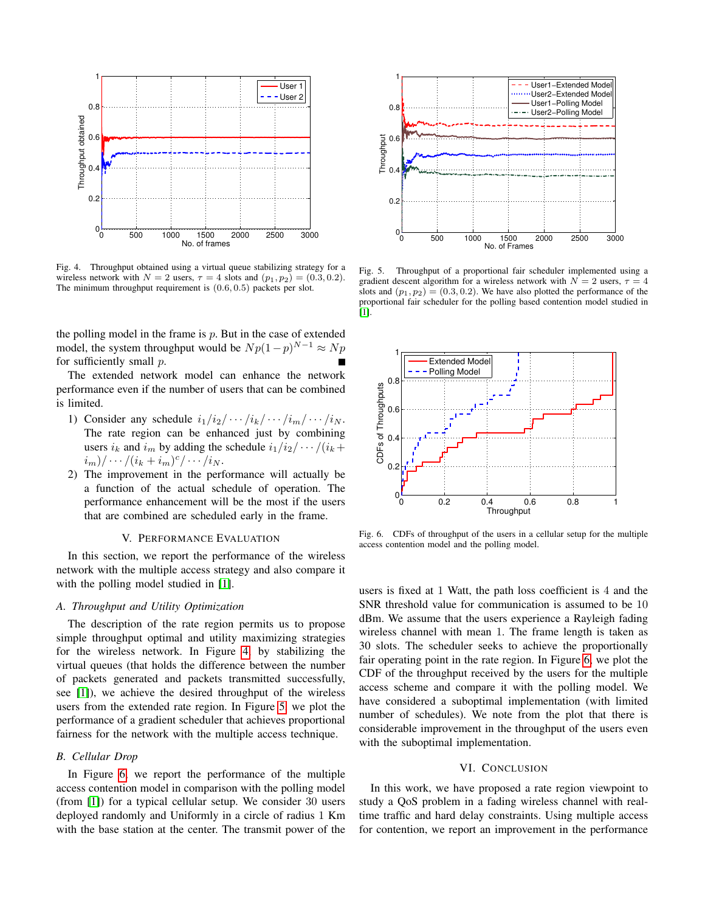Fig. 4. Throughput obtained using a virtual queue stabilizing strategy for a wireless network with $N = 2$ users, $\tau = 4$ slots and $(p_1, p_2) = (0.3, 0.2)$. The minimum throughput requirement is $(0.6, 0.5)$ packets per slot.

Fig. 5. Throughput of a proportional fair scheduler implemented using a gradient descent algorithm for a wireless network with $N = 2$ users, $\tau = 4$ slots and $(p_1, p_2) = (0.3, 0.2)$. We have also plotted the performance of the proportional fair scheduler for the polling based contention model studied in [1].

the polling model in the frame is $p$. But in the case of extended model, the system throughput would be $Np(1-p)^{N-1} \approx Np$ for sufficiently small $p$. ∎

The extended network model can enhance the network performance even if the number of users that can be combined is limited.

1) Consider any schedule $i_1/i_2/\cdots/i_k/\cdots/i_m/\cdots/i_N$. The rate region can be enhanced just by combining users $i_k$ and $i_m$ by adding the schedule $i_1/i_2/\cdots/(i_k + i_m)/\cdots/(i_k + i_m)^c/\cdots/i_N$.
2) The improvement in the performance will actually be a function of the actual schedule of operation. The performance enhancement will be the most if the users that are combined are scheduled early in the frame.

## V. Performance Evaluation

In this section, we report the performance of the wireless network with the multiple access strategy and also compare it with the polling model studied in [1].

### A. Throughput and Utility Optimization

The description of the rate region permits us to propose simple throughput optimal and utility maximizing strategies for the wireless network. In Figure 4, by stabilizing the virtual queues (that holds the difference between the number of packets generated and packets transmitted successfully, see [1]), we achieve the desired throughput of the wireless users from the extended rate region. In Figure 5, we plot the performance of a gradient scheduler that achieves proportional fairness for the network with the multiple access technique.

### B. Cellular Drop

In Figure 6, we report the performance of the multiple access contention model in comparison with the polling model (from [1]) for a typical cellular setup. We consider 30 users deployed randomly and Uniformly in a circle of radius 1 Km with the base station at the center. The transmit power of the users is fixed at 1 Watt, the path loss coefficient is 4 and the SNR threshold value for communication is assumed to be 10 dBm. We assume that the users experience a Rayleigh fading wireless channel with mean 1. The frame length is taken as 30 slots. The scheduler seeks to achieve the proportionally fair operating point in the rate region. In Figure 6, we plot the CDF of the throughput received by the users for the multiple access scheme and compare it with the polling model. We have considered a suboptimal implementation (with limited number of schedules). We note from the plot that there is considerable improvement in the throughput of the users even with the suboptimal implementation.

Fig. 6. CDFs of throughput of the users in a cellular setup for the multiple access contention model and the polling model.

## VI. Conclusion

In this work, we have proposed a rate region viewpoint to study a QoS problem in a fading wireless channel with real-time traffic and hard delay constraints. Using multiple access for contention, we report an improvement in the performance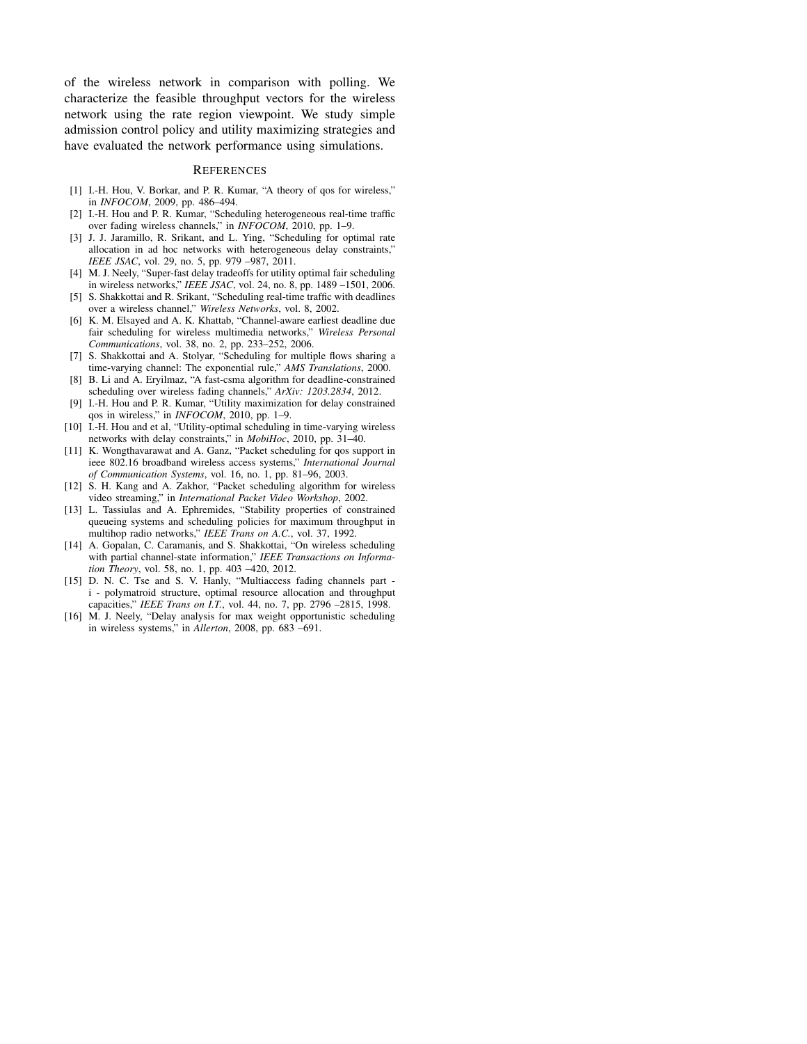of the wireless network in comparison with polling. We characterize the feasible throughput vectors for the wireless network using the rate region viewpoint. We study simple admission control policy and utility maximizing strategies and have evaluated the network performance using simulations.

## REFERENCES

[1] I.-H. Hou, V. Borkar, and P. R. Kumar, "A theory of qos for wireless," in *INFOCOM*, 2009, pp. 486–494.

[2] I.-H. Hou and P. R. Kumar, "Scheduling heterogeneous real-time traffic over fading wireless channels," in *INFOCOM*, 2010, pp. 1–9.

[3] J. J. Jaramillo, R. Srikant, and L. Ying, "Scheduling for optimal rate allocation in ad hoc networks with heterogeneous delay constraints," *IEEE JSAC*, vol. 29, no. 5, pp. 979 –987, 2011.

[4] M. J. Neely, "Super-fast delay tradeoffs for utility optimal fair scheduling in wireless networks," *IEEE JSAC*, vol. 24, no. 8, pp. 1489 –1501, 2006.

[5] S. Shakkottai and R. Srikant, "Scheduling real-time traffic with deadlines over a wireless channel," *Wireless Networks*, vol. 8, 2002.

[6] K. M. Elsayed and A. K. Khattab, "Channel-aware earliest deadline due fair scheduling for wireless multimedia networks," *Wireless Personal Communications*, vol. 38, no. 2, pp. 233–252, 2006.

[7] S. Shakkottai and A. Stolyar, "Scheduling for multiple flows sharing a time-varying channel: The exponential rule," *AMS Translations*, 2000.

[8] B. Li and A. Eryilmaz, "A fast-csma algorithm for deadline-constrained scheduling over wireless fading channels," *ArXiv: 1203.2834*, 2012.

[9] I.-H. Hou and P. R. Kumar, "Utility maximization for delay constrained qos in wireless," in *INFOCOM*, 2010, pp. 1–9.

[10] I.-H. Hou and et al, "Utility-optimal scheduling in time-varying wireless networks with delay constraints," in *MobiHoc*, 2010, pp. 31–40.

[11] K. Wongthavarawat and A. Ganz, "Packet scheduling for qos support in ieee 802.16 broadband wireless access systems," *International Journal of Communication Systems*, vol. 16, no. 1, pp. 81–96, 2003.

[12] S. H. Kang and A. Zakhor, "Packet scheduling algorithm for wireless video streaming," in *International Packet Video Workshop*, 2002.

[13] L. Tassiulas and A. Ephremides, "Stability properties of constrained queueing systems and scheduling policies for maximum throughput in multihop radio networks," *IEEE Trans on A.C.*, vol. 37, 1992.

[14] A. Gopalan, C. Caramanis, and S. Shakkottai, "On wireless scheduling with partial channel-state information," *IEEE Transactions on Information Theory*, vol. 58, no. 1, pp. 403 –420, 2012.

[15] D. N. C. Tse and S. V. Hanly, "Multiaccess fading channels part - i - polymatroid structure, optimal resource allocation and throughput capacities," *IEEE Trans on I.T.*, vol. 44, no. 7, pp. 2796 –2815, 1998.

[16] M. J. Neely, "Delay analysis for max weight opportunistic scheduling in wireless systems," in *Allerton*, 2008, pp. 683 –691.